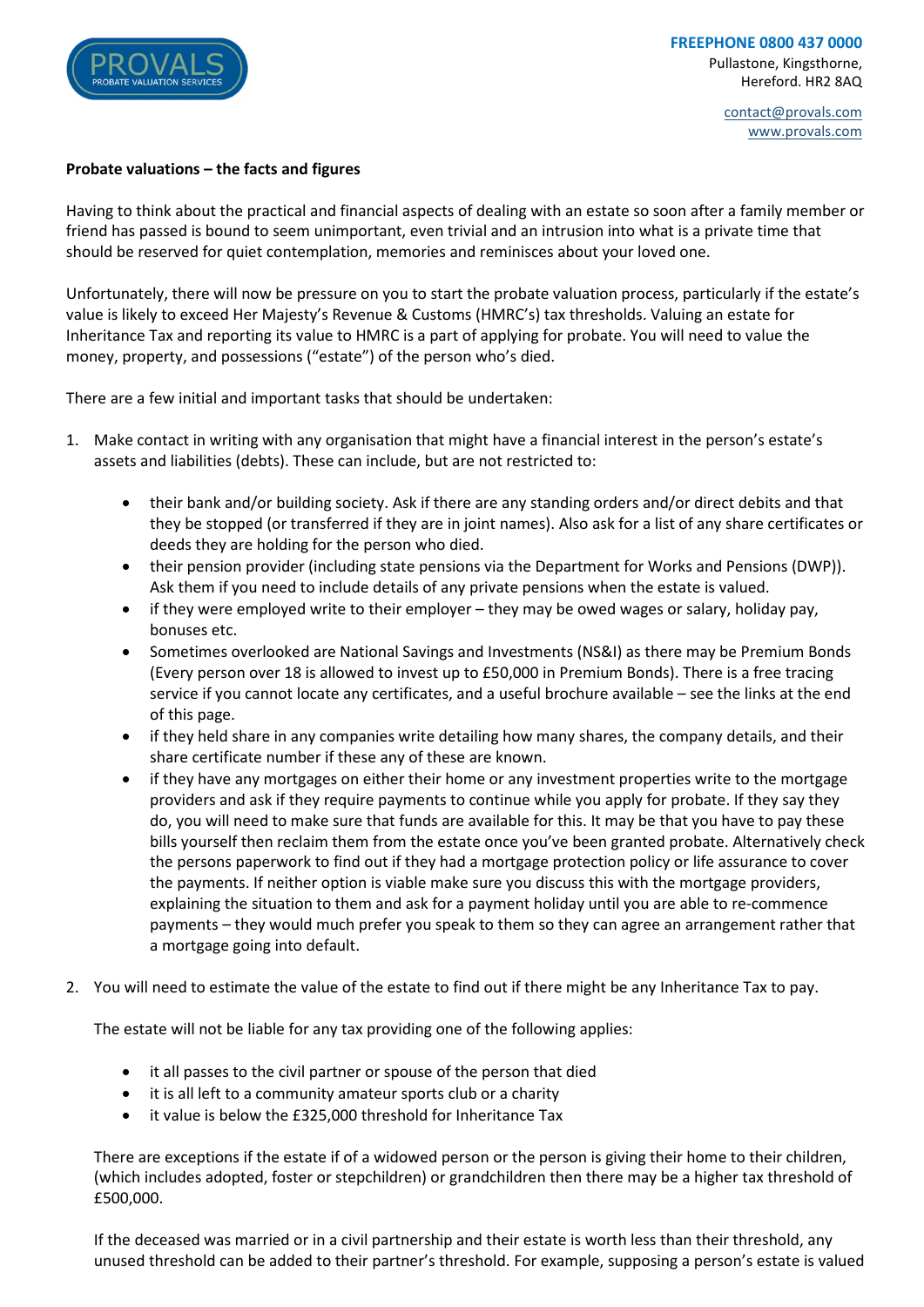PROVALS
PROBATE VALUATION SERVICES

**FREEPHONE 0800 437 0000**
Pullastone, Kingsthorne,
Hereford. HR2 8AQ

contact@provals.com
www.provals.com

**Probate valuations – the facts and figures**

Having to think about the practical and financial aspects of dealing with an estate so soon after a family member or friend has passed is bound to seem unimportant, even trivial and an intrusion into what is a private time that should be reserved for quiet contemplation, memories and reminisces about your loved one.

Unfortunately, there will now be pressure on you to start the probate valuation process, particularly if the estate's value is likely to exceed Her Majesty's Revenue & Customs (HMRC's) tax thresholds. Valuing an estate for Inheritance Tax and reporting its value to HMRC is a part of applying for probate. You will need to value the money, property, and possessions ("estate") of the person who's died.

There are a few initial and important tasks that should be undertaken:

1. Make contact in writing with any organisation that might have a financial interest in the person's estate's assets and liabilities (debts). These can include, but are not restricted to:

    - their bank and/or building society. Ask if there are any standing orders and/or direct debits and that they be stopped (or transferred if they are in joint names). Also ask for a list of any share certificates or deeds they are holding for the person who died.
    - their pension provider (including state pensions via the Department for Works and Pensions (DWP)). Ask them if you need to include details of any private pensions when the estate is valued.
    - if they were employed write to their employer – they may be owed wages or salary, holiday pay, bonuses etc.
    - Sometimes overlooked are National Savings and Investments (NS&I) as there may be Premium Bonds (Every person over 18 is allowed to invest up to £50,000 in Premium Bonds). There is a free tracing service if you cannot locate any certificates, and a useful brochure available – see the links at the end of this page.
    - if they held share in any companies write detailing how many shares, the company details, and their share certificate number if these any of these are known.
    - if they have any mortgages on either their home or any investment properties write to the mortgage providers and ask if they require payments to continue while you apply for probate. If they say they do, you will need to make sure that funds are available for this. It may be that you have to pay these bills yourself then reclaim them from the estate once you've been granted probate. Alternatively check the persons paperwork to find out if they had a mortgage protection policy or life assurance to cover the payments. If neither option is viable make sure you discuss this with the mortgage providers, explaining the situation to them and ask for a payment holiday until you are able to re-commence payments – they would much prefer you speak to them so they can agree an arrangement rather that a mortgage going into default.

2. You will need to estimate the value of the estate to find out if there might be any Inheritance Tax to pay.

    The estate will not be liable for any tax providing one of the following applies:

    - it all passes to the civil partner or spouse of the person that died
    - it is all left to a community amateur sports club or a charity
    - it value is below the £325,000 threshold for Inheritance Tax

    There are exceptions if the estate if of a widowed person or the person is giving their home to their children, (which includes adopted, foster or stepchildren) or grandchildren then there may be a higher tax threshold of £500,000.

    If the deceased was married or in a civil partnership and their estate is worth less than their threshold, any unused threshold can be added to their partner's threshold. For example, supposing a person's estate is valued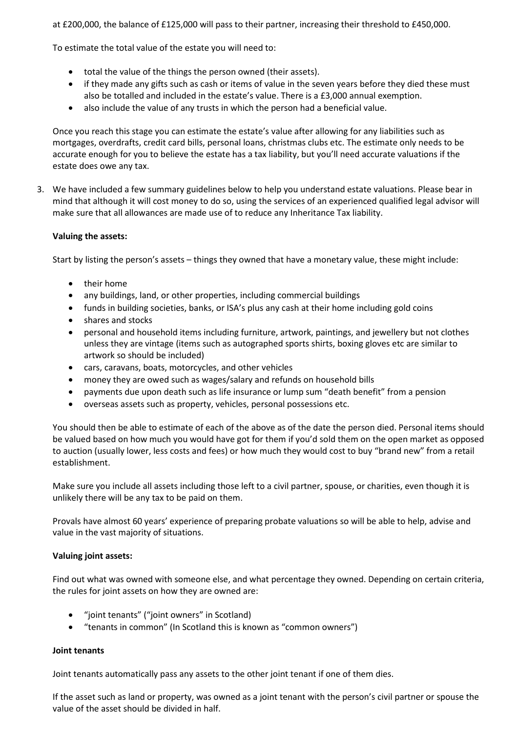at £200,000, the balance of £125,000 will pass to their partner, increasing their threshold to £450,000.

To estimate the total value of the estate you will need to:

- total the value of the things the person owned (their assets).
- if they made any gifts such as cash or items of value in the seven years before they died these must also be totalled and included in the estate's value. There is a £3,000 annual exemption.
- also include the value of any trusts in which the person had a beneficial value.

Once you reach this stage you can estimate the estate's value after allowing for any liabilities such as mortgages, overdrafts, credit card bills, personal loans, christmas clubs etc. The estimate only needs to be accurate enough for you to believe the estate has a tax liability, but you'll need accurate valuations if the estate does owe any tax.

3. We have included a few summary guidelines below to help you understand estate valuations. Please bear in mind that although it will cost money to do so, using the services of an experienced qualified legal advisor will make sure that all allowances are made use of to reduce any Inheritance Tax liability.

   **Valuing the assets:**

   Start by listing the person's assets – things they owned that have a monetary value, these might include:

   - their home
   - any buildings, land, or other properties, including commercial buildings
   - funds in building societies, banks, or ISA's plus any cash at their home including gold coins
   - shares and stocks
   - personal and household items including furniture, artwork, paintings, and jewellery but not clothes unless they are vintage (items such as autographed sports shirts, boxing gloves etc are similar to artwork so should be included)
   - cars, caravans, boats, motorcycles, and other vehicles
   - money they are owed such as wages/salary and refunds on household bills
   - payments due upon death such as life insurance or lump sum "death benefit" from a pension
   - overseas assets such as property, vehicles, personal possessions etc.

   You should then be able to estimate of each of the above as of the date the person died. Personal items should be valued based on how much you would have got for them if you'd sold them on the open market as opposed to auction (usually lower, less costs and fees) or how much they would cost to buy "brand new" from a retail establishment.

   Make sure you include all assets including those left to a civil partner, spouse, or charities, even though it is unlikely there will be any tax to be paid on them.

   Provals have almost 60 years' experience of preparing probate valuations so will be able to help, advise and value in the vast majority of situations.

   **Valuing joint assets:**

   Find out what was owned with someone else, and what percentage they owned. Depending on certain criteria, the rules for joint assets on how they are owned are:

   - "joint tenants" ("joint owners" in Scotland)
   - "tenants in common" (In Scotland this is known as "common owners")

   **Joint tenants**

   Joint tenants automatically pass any assets to the other joint tenant if one of them dies.

   If the asset such as land or property, was owned as a joint tenant with the person's civil partner or spouse the value of the asset should be divided in half.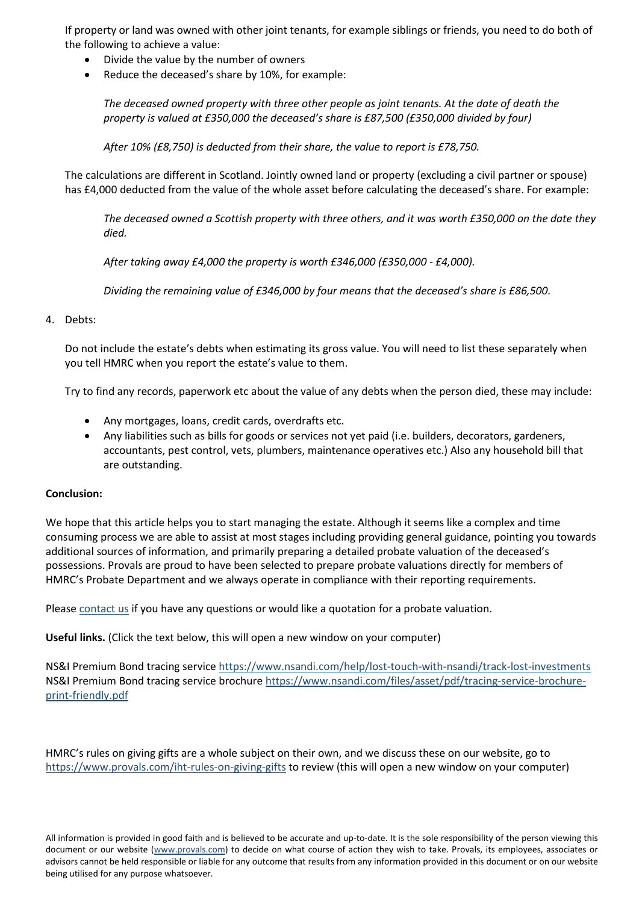If property or land was owned with other joint tenants, for example siblings or friends, you need to do both of the following to achieve a value:

- Divide the value by the number of owners
- Reduce the deceased's share by 10%, for example:

*The deceased owned property with three other people as joint tenants. At the date of death the property is valued at £350,000 the deceased's share is £87,500 (£350,000 divided by four)*

*After 10% (£8,750) is deducted from their share, the value to report is £78,750.*

The calculations are different in Scotland. Jointly owned land or property (excluding a civil partner or spouse) has £4,000 deducted from the value of the whole asset before calculating the deceased's share. For example:

*The deceased owned a Scottish property with three others, and it was worth £350,000 on the date they died.*

*After taking away £4,000 the property is worth £346,000 (£350,000 - £4,000).*

*Dividing the remaining value of £346,000 by four means that the deceased's share is £86,500.*

4. Debts:

Do not include the estate's debts when estimating its gross value. You will need to list these separately when you tell HMRC when you report the estate's value to them.

Try to find any records, paperwork etc about the value of any debts when the person died, these may include:

- Any mortgages, loans, credit cards, overdrafts etc.
- Any liabilities such as bills for goods or services not yet paid (i.e. builders, decorators, gardeners, accountants, pest control, vets, plumbers, maintenance operatives etc.) Also any household bill that are outstanding.

**Conclusion:**

We hope that this article helps you to start managing the estate. Although it seems like a complex and time consuming process we are able to assist at most stages including providing general guidance, pointing you towards additional sources of information, and primarily preparing a detailed probate valuation of the deceased's possessions. Provals are proud to have been selected to prepare probate valuations directly for members of HMRC's Probate Department and we always operate in compliance with their reporting requirements.

Please contact us if you have any questions or would like a quotation for a probate valuation.

**Useful links.** (Click the text below, this will open a new window on your computer)

NS&I Premium Bond tracing service https://www.nsandi.com/help/lost-touch-with-nsandi/track-lost-investments
NS&I Premium Bond tracing service brochure https://www.nsandi.com/files/asset/pdf/tracing-service-brochure-print-friendly.pdf

HMRC's rules on giving gifts are a whole subject on their own, and we discuss these on our website, go to https://www.provals.com/iht-rules-on-giving-gifts to review (this will open a new window on your computer)

All information is provided in good faith and is believed to be accurate and up-to-date. It is the sole responsibility of the person viewing this document or our website (www.provals.com) to decide on what course of action they wish to take. Provals, its employees, associates or advisors cannot be held responsible or liable for any outcome that results from any information provided in this document or on our website being utilised for any purpose whatsoever.